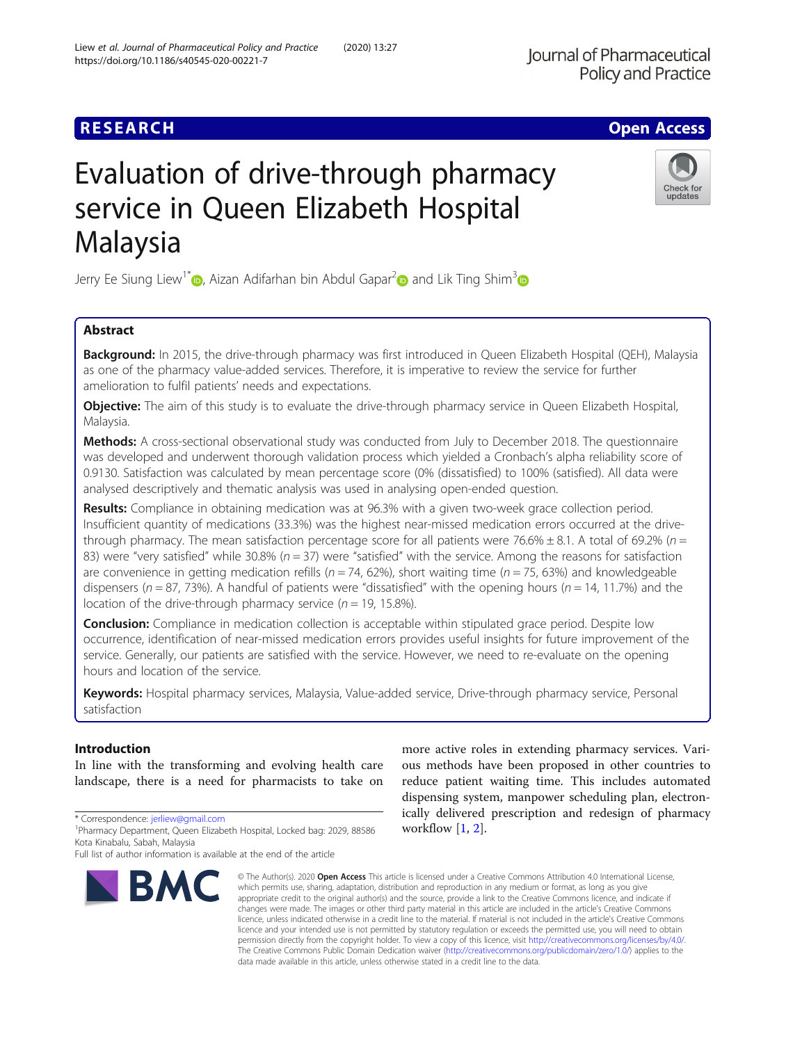RESEARCH

Open Access

# Evaluation of drive-through pharmacy service in Queen Elizabeth Hospital Malaysia

Jerry Ee Siung Liew[1*], Aizan Adifarhan bin Abdul Gapar[2] and Lik Ting Shim[3]

## Abstract

**Background:** In 2015, the drive-through pharmacy was first introduced in Queen Elizabeth Hospital (QEH), Malaysia as one of the pharmacy value-added services. Therefore, it is imperative to review the service for further amelioration to fulfil patients' needs and expectations.

**Objective:** The aim of this study is to evaluate the drive-through pharmacy service in Queen Elizabeth Hospital, Malaysia.

**Methods:** A cross-sectional observational study was conducted from July to December 2018. The questionnaire was developed and underwent thorough validation process which yielded a Cronbach's alpha reliability score of 0.9130. Satisfaction was calculated by mean percentage score (0% (dissatisfied) to 100% (satisfied). All data were analysed descriptively and thematic analysis was used in analysing open-ended question.

**Results:** Compliance in obtaining medication was at 96.3% with a given two-week grace collection period. Insufficient quantity of medications (33.3%) was the highest near-missed medication errors occurred at the drive-through pharmacy. The mean satisfaction percentage score for all patients were 76.6% ± 8.1. A total of 69.2% ($n$ = 83) were "very satisfied" while 30.8% ($n$ = 37) were "satisfied" with the service. Among the reasons for satisfaction are convenience in getting medication refills ($n$ = 74, 62%), short waiting time ($n$ = 75, 63%) and knowledgeable dispensers ($n$ = 87, 73%). A handful of patients were "dissatisfied" with the opening hours ($n$ = 14, 11.7%) and the location of the drive-through pharmacy service ($n$ = 19, 15.8%).

**Conclusion:** Compliance in medication collection is acceptable within stipulated grace period. Despite low occurrence, identification of near-missed medication errors provides useful insights for future improvement of the service. Generally, our patients are satisfied with the service. However, we need to re-evaluate on the opening hours and location of the service.

**Keywords:** Hospital pharmacy services, Malaysia, Value-added service, Drive-through pharmacy service, Personal satisfaction

## Introduction

In line with the transforming and evolving health care landscape, there is a need for pharmacists to take on more active roles in extending pharmacy services. Various methods have been proposed in other countries to reduce patient waiting time. This includes automated dispensing system, manpower scheduling plan, electronically delivered prescription and redesign of pharmacy workflow [1, 2].

* Correspondence: jerliew@gmail.com
[1]Pharmacy Department, Queen Elizabeth Hospital, Locked bag: 2029, 88586 Kota Kinabalu, Sabah, Malaysia
Full list of author information is available at the end of the article

© The Author(s). 2020 **Open Access** This article is licensed under a Creative Commons Attribution 4.0 International License, which permits use, sharing, adaptation, distribution and reproduction in any medium or format, as long as you give appropriate credit to the original author(s) and the source, provide a link to the Creative Commons licence, and indicate if changes were made. The images or other third party material in this article are included in the article's Creative Commons licence, unless indicated otherwise in a credit line to the material. If material is not included in the article's Creative Commons licence and your intended use is not permitted by statutory regulation or exceeds the permitted use, you will need to obtain permission directly from the copyright holder. To view a copy of this licence, visit http://creativecommons.org/licenses/by/4.0/. The Creative Commons Public Domain Dedication waiver (http://creativecommons.org/publicdomain/zero/1.0/) applies to the data made available in this article, unless otherwise stated in a credit line to the data.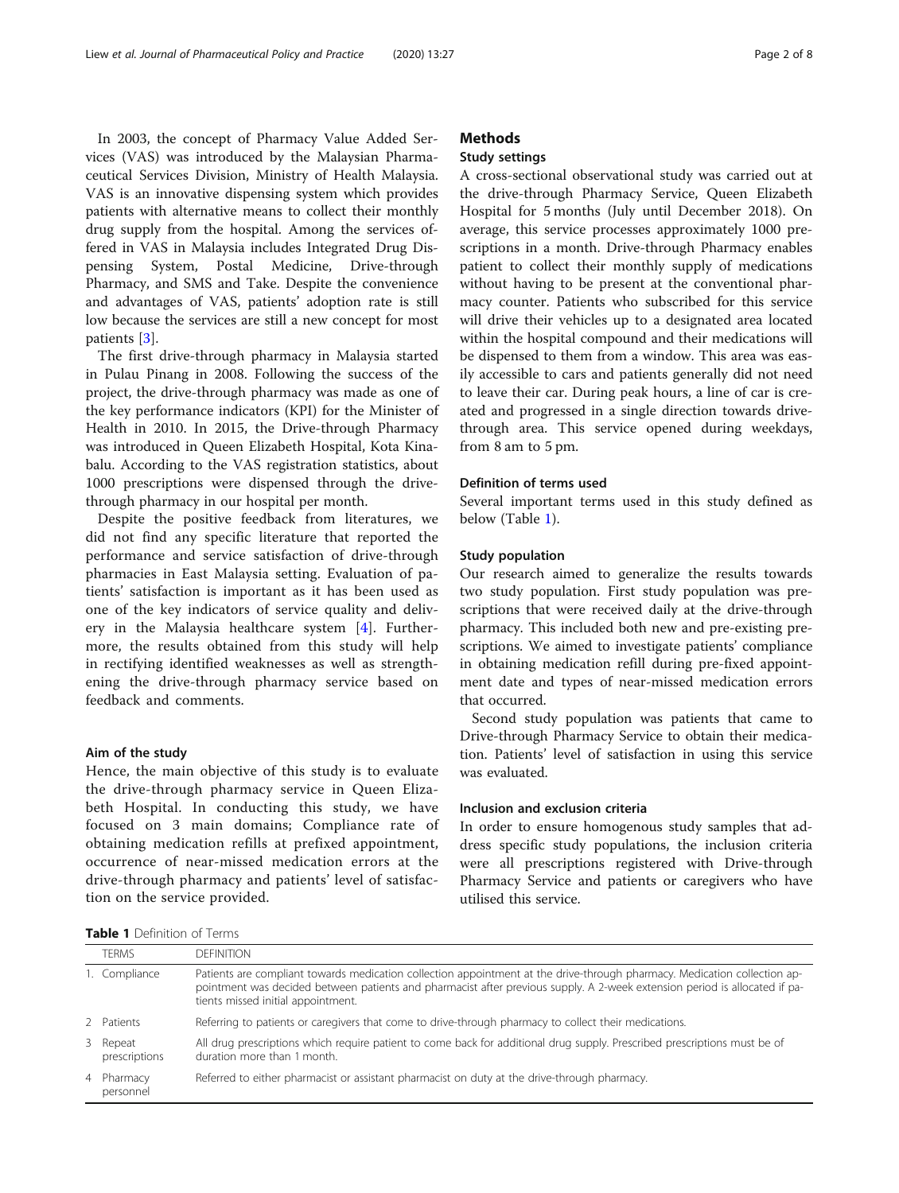In 2003, the concept of Pharmacy Value Added Services (VAS) was introduced by the Malaysian Pharmaceutical Services Division, Ministry of Health Malaysia. VAS is an innovative dispensing system which provides patients with alternative means to collect their monthly drug supply from the hospital. Among the services offered in VAS in Malaysia includes Integrated Drug Dispensing System, Postal Medicine, Drive-through Pharmacy, and SMS and Take. Despite the convenience and advantages of VAS, patients' adoption rate is still low because the services are still a new concept for most patients [3].

The first drive-through pharmacy in Malaysia started in Pulau Pinang in 2008. Following the success of the project, the drive-through pharmacy was made as one of the key performance indicators (KPI) for the Minister of Health in 2010. In 2015, the Drive-through Pharmacy was introduced in Queen Elizabeth Hospital, Kota Kinabalu. According to the VAS registration statistics, about 1000 prescriptions were dispensed through the drive-through pharmacy in our hospital per month.

Despite the positive feedback from literatures, we did not find any specific literature that reported the performance and service satisfaction of drive-through pharmacies in East Malaysia setting. Evaluation of patients' satisfaction is important as it has been used as one of the key indicators of service quality and delivery in the Malaysia healthcare system [4]. Furthermore, the results obtained from this study will help in rectifying identified weaknesses as well as strengthening the drive-through pharmacy service based on feedback and comments.

### Aim of the study

Hence, the main objective of this study is to evaluate the drive-through pharmacy service in Queen Elizabeth Hospital. In conducting this study, we have focused on 3 main domains; Compliance rate of obtaining medication refills at prefixed appointment, occurrence of near-missed medication errors at the drive-through pharmacy and patients' level of satisfaction on the service provided.

## Methods

### Study settings

A cross-sectional observational study was carried out at the drive-through Pharmacy Service, Queen Elizabeth Hospital for 5 months (July until December 2018). On average, this service processes approximately 1000 prescriptions in a month. Drive-through Pharmacy enables patient to collect their monthly supply of medications without having to be present at the conventional pharmacy counter. Patients who subscribed for this service will drive their vehicles up to a designated area located within the hospital compound and their medications will be dispensed to them from a window. This area was easily accessible to cars and patients generally did not need to leave their car. During peak hours, a line of car is created and progressed in a single direction towards drive-through area. This service opened during weekdays, from 8 am to 5 pm.

### Definition of terms used

Several important terms used in this study defined as below (Table 1).

### Study population

Our research aimed to generalize the results towards two study population. First study population was prescriptions that were received daily at the drive-through pharmacy. This included both new and pre-existing prescriptions. We aimed to investigate patients' compliance in obtaining medication refill during pre-fixed appointment date and types of near-missed medication errors that occurred.

Second study population was patients that came to Drive-through Pharmacy Service to obtain their medication. Patients' level of satisfaction in using this service was evaluated.

### Inclusion and exclusion criteria

In order to ensure homogenous study samples that address specific study populations, the inclusion criteria were all prescriptions registered with Drive-through Pharmacy Service and patients or caregivers who have utilised this service.

**Table 1** Definition of Terms

| | TERMS | DEFINITION |
|---|---|---|
| 1. | Compliance | Patients are compliant towards medication collection appointment at the drive-through pharmacy. Medication collection appointment was decided between patients and pharmacist after previous supply. A 2-week extension period is allocated if patients missed initial appointment. |
| 2 | Patients | Referring to patients or caregivers that come to drive-through pharmacy to collect their medications. |
| 3 | Repeat prescriptions | All drug prescriptions which require patient to come back for additional drug supply. Prescribed prescriptions must be of duration more than 1 month. |
| 4 | Pharmacy personnel | Referred to either pharmacist or assistant pharmacist on duty at the drive-through pharmacy. |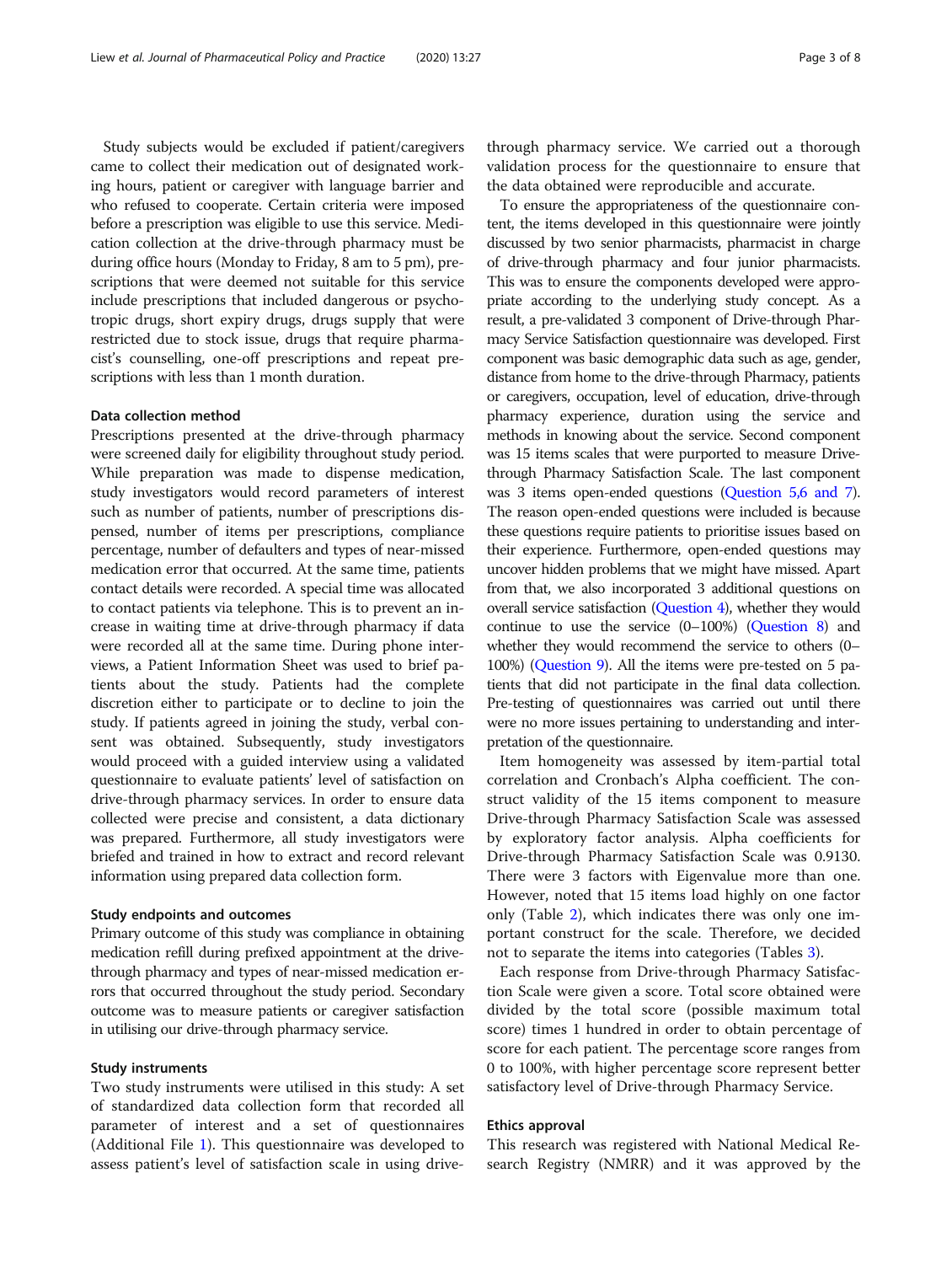Study subjects would be excluded if patient/caregivers came to collect their medication out of designated working hours, patient or caregiver with language barrier and who refused to cooperate. Certain criteria were imposed before a prescription was eligible to use this service. Medication collection at the drive-through pharmacy must be during office hours (Monday to Friday, 8 am to 5 pm), prescriptions that were deemed not suitable for this service include prescriptions that included dangerous or psychotropic drugs, short expiry drugs, drugs supply that were restricted due to stock issue, drugs that require pharmacist's counselling, one-off prescriptions and repeat prescriptions with less than 1 month duration.

### Data collection method

Prescriptions presented at the drive-through pharmacy were screened daily for eligibility throughout study period. While preparation was made to dispense medication, study investigators would record parameters of interest such as number of patients, number of prescriptions dispensed, number of items per prescriptions, compliance percentage, number of defaulters and types of near-missed medication error that occurred. At the same time, patients contact details were recorded. A special time was allocated to contact patients via telephone. This is to prevent an increase in waiting time at drive-through pharmacy if data were recorded all at the same time. During phone interviews, a Patient Information Sheet was used to brief patients about the study. Patients had the complete discretion either to participate or to decline to join the study. If patients agreed in joining the study, verbal consent was obtained. Subsequently, study investigators would proceed with a guided interview using a validated questionnaire to evaluate patients' level of satisfaction on drive-through pharmacy services. In order to ensure data collected were precise and consistent, a data dictionary was prepared. Furthermore, all study investigators were briefed and trained in how to extract and record relevant information using prepared data collection form.

### Study endpoints and outcomes

Primary outcome of this study was compliance in obtaining medication refill during prefixed appointment at the drive-through pharmacy and types of near-missed medication errors that occurred throughout the study period. Secondary outcome was to measure patients or caregiver satisfaction in utilising our drive-through pharmacy service.

### Study instruments

Two study instruments were utilised in this study: A set of standardized data collection form that recorded all parameter of interest and a set of questionnaires (Additional File 1). This questionnaire was developed to assess patient's level of satisfaction scale in using drive-through pharmacy service. We carried out a thorough validation process for the questionnaire to ensure that the data obtained were reproducible and accurate.

To ensure the appropriateness of the questionnaire content, the items developed in this questionnaire were jointly discussed by two senior pharmacists, pharmacist in charge of drive-through pharmacy and four junior pharmacists. This was to ensure the components developed were appropriate according to the underlying study concept. As a result, a pre-validated 3 component of Drive-through Pharmacy Service Satisfaction questionnaire was developed. First component was basic demographic data such as age, gender, distance from home to the drive-through Pharmacy, patients or caregivers, occupation, level of education, drive-through pharmacy experience, duration using the service and methods in knowing about the service. Second component was 15 items scales that were purported to measure Drive-through Pharmacy Satisfaction Scale. The last component was 3 items open-ended questions (Question 5,6 and 7). The reason open-ended questions were included is because these questions require patients to prioritise issues based on their experience. Furthermore, open-ended questions may uncover hidden problems that we might have missed. Apart from that, we also incorporated 3 additional questions on overall service satisfaction (Question 4), whether they would continue to use the service (0–100%) (Question 8) and whether they would recommend the service to others (0–100%) (Question 9). All the items were pre-tested on 5 patients that did not participate in the final data collection. Pre-testing of questionnaires was carried out until there were no more issues pertaining to understanding and interpretation of the questionnaire.

Item homogeneity was assessed by item-partial total correlation and Cronbach's Alpha coefficient. The construct validity of the 15 items component to measure Drive-through Pharmacy Satisfaction Scale was assessed by exploratory factor analysis. Alpha coefficients for Drive-through Pharmacy Satisfaction Scale was 0.9130. There were 3 factors with Eigenvalue more than one. However, noted that 15 items load highly on one factor only (Table 2), which indicates there was only one important construct for the scale. Therefore, we decided not to separate the items into categories (Tables 3).

Each response from Drive-through Pharmacy Satisfaction Scale were given a score. Total score obtained were divided by the total score (possible maximum total score) times 1 hundred in order to obtain percentage of score for each patient. The percentage score ranges from 0 to 100%, with higher percentage score represent better satisfactory level of Drive-through Pharmacy Service.

### Ethics approval

This research was registered with National Medical Research Registry (NMRR) and it was approved by the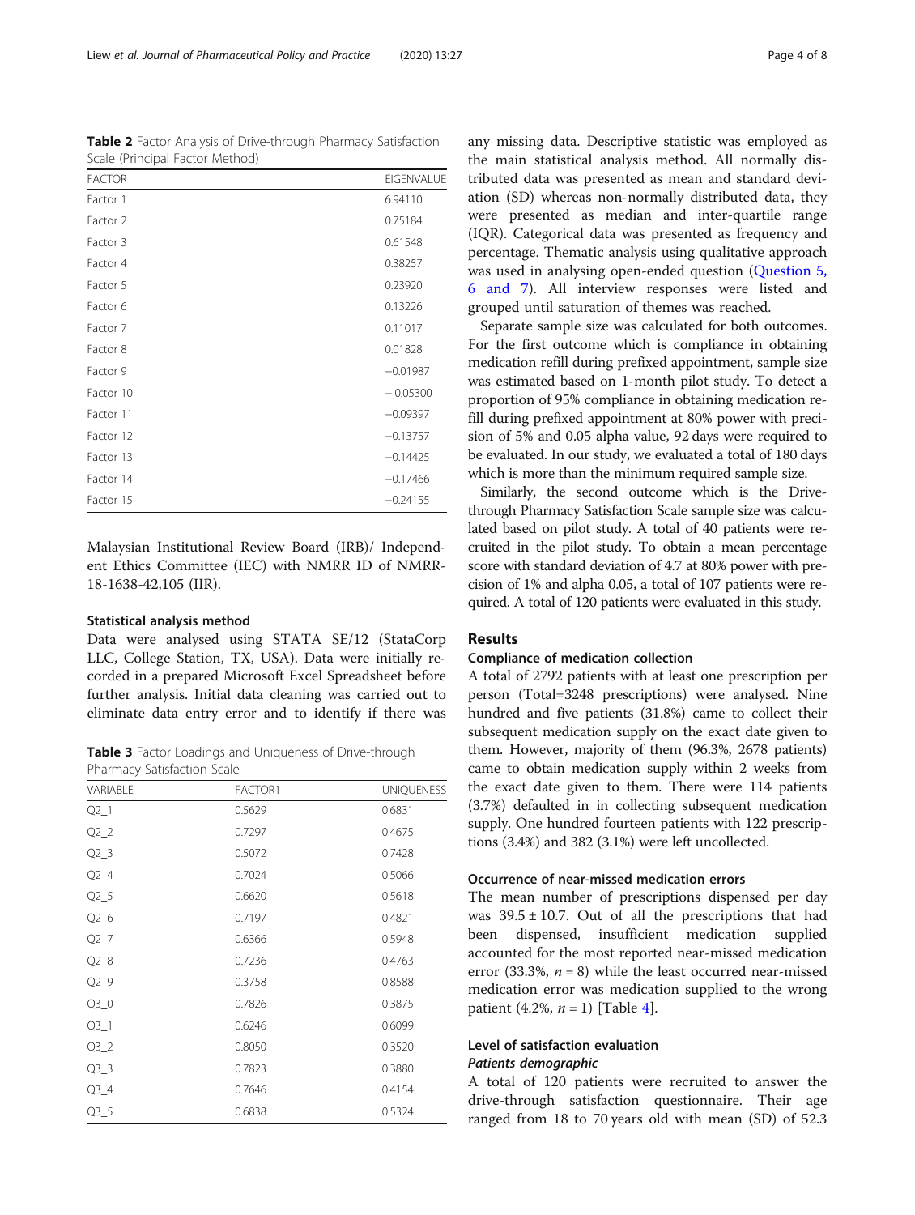**Table 2** Factor Analysis of Drive-through Pharmacy Satisfaction Scale (Principal Factor Method)

| FACTOR | EIGENVALUE |
|---|---|
| Factor 1 | 6.94110 |
| Factor 2 | 0.75184 |
| Factor 3 | 0.61548 |
| Factor 4 | 0.38257 |
| Factor 5 | 0.23920 |
| Factor 6 | 0.13226 |
| Factor 7 | 0.11017 |
| Factor 8 | 0.01828 |
| Factor 9 | −0.01987 |
| Factor 10 | − 0.05300 |
| Factor 11 | −0.09397 |
| Factor 12 | −0.13757 |
| Factor 13 | −0.14425 |
| Factor 14 | −0.17466 |
| Factor 15 | −0.24155 |

Malaysian Institutional Review Board (IRB)/ Independent Ethics Committee (IEC) with NMRR ID of NMRR-18-1638-42,105 (IIR).

### Statistical analysis method

Data were analysed using STATA SE/12 (StataCorp LLC, College Station, TX, USA). Data were initially recorded in a prepared Microsoft Excel Spreadsheet before further analysis. Initial data cleaning was carried out to eliminate data entry error and to identify if there was any missing data. Descriptive statistic was employed as the main statistical analysis method. All normally distributed data was presented as mean and standard deviation (SD) whereas non-normally distributed data, they were presented as median and inter-quartile range (IQR). Categorical data was presented as frequency and percentage. Thematic analysis using qualitative approach was used in analysing open-ended question (Question 5, 6 and 7). All interview responses were listed and grouped until saturation of themes was reached.

Separate sample size was calculated for both outcomes. For the first outcome which is compliance in obtaining medication refill during prefixed appointment, sample size was estimated based on 1-month pilot study. To detect a proportion of 95% compliance in obtaining medication refill during prefixed appointment at 80% power with precision of 5% and 0.05 alpha value, 92 days were required to be evaluated. In our study, we evaluated a total of 180 days which is more than the minimum required sample size.

Similarly, the second outcome which is the Drive-through Pharmacy Satisfaction Scale sample size was calculated based on pilot study. A total of 40 patients were recruited in the pilot study. To obtain a mean percentage score with standard deviation of 4.7 at 80% power with precision of 1% and alpha 0.05, a total of 107 patients were required. A total of 120 patients were evaluated in this study.

**Table 3** Factor Loadings and Uniqueness of Drive-through Pharmacy Satisfaction Scale

| VARIABLE | FACTOR1 | UNIQUENESS |
|---|---|---|
| Q2_1 | 0.5629 | 0.6831 |
| Q2_2 | 0.7297 | 0.4675 |
| Q2_3 | 0.5072 | 0.7428 |
| Q2_4 | 0.7024 | 0.5066 |
| Q2_5 | 0.6620 | 0.5618 |
| Q2_6 | 0.7197 | 0.4821 |
| Q2_7 | 0.6366 | 0.5948 |
| Q2_8 | 0.7236 | 0.4763 |
| Q2_9 | 0.3758 | 0.8588 |
| Q3_0 | 0.7826 | 0.3875 |
| Q3_1 | 0.6246 | 0.6099 |
| Q3_2 | 0.8050 | 0.3520 |
| Q3_3 | 0.7823 | 0.3880 |
| Q3_4 | 0.7646 | 0.4154 |
| Q3_5 | 0.6838 | 0.5324 |

## Results

### Compliance of medication collection

A total of 2792 patients with at least one prescription per person (Total=3248 prescriptions) were analysed. Nine hundred and five patients (31.8%) came to collect their subsequent medication supply on the exact date given to them. However, majority of them (96.3%, 2678 patients) came to obtain medication supply within 2 weeks from the exact date given to them. There were 114 patients (3.7%) defaulted in in collecting subsequent medication supply. One hundred fourteen patients with 122 prescriptions (3.4%) and 382 (3.1%) were left uncollected.

### Occurrence of near-missed medication errors

The mean number of prescriptions dispensed per day was 39.5 ± 10.7. Out of all the prescriptions that had been dispensed, insufficient medication supplied accounted for the most reported near-missed medication error (33.3%, *n* = 8) while the least occurred near-missed medication error was medication supplied to the wrong patient (4.2%, *n* = 1) [Table 4].

### Level of satisfaction evaluation

#### *Patients demographic*

A total of 120 patients were recruited to answer the drive-through satisfaction questionnaire. Their age ranged from 18 to 70 years old with mean (SD) of 52.3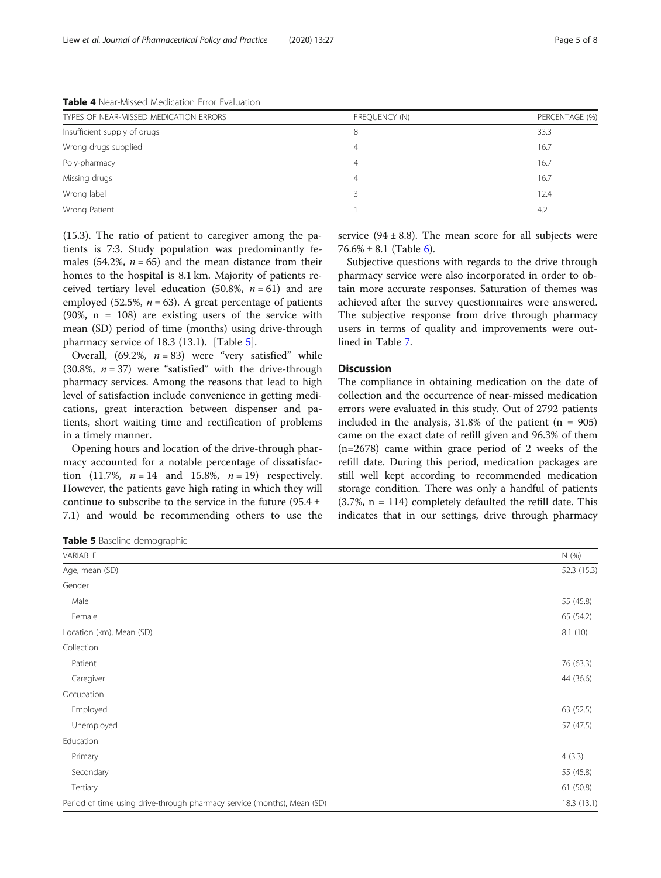**Table 4** Near-Missed Medication Error Evaluation

| TYPES OF NEAR-MISSED MEDICATION ERRORS | FREQUENCY (N) | PERCENTAGE (%) |
|---|---|---|
| Insufficient supply of drugs | 8 | 33.3 |
| Wrong drugs supplied | 4 | 16.7 |
| Poly-pharmacy | 4 | 16.7 |
| Missing drugs | 4 | 16.7 |
| Wrong label | 3 | 12.4 |
| Wrong Patient | 1 | 4.2 |

(15.3). The ratio of patient to caregiver among the patients is 7:3. Study population was predominantly females (54.2%, $n = 65$) and the mean distance from their homes to the hospital is 8.1 km. Majority of patients received tertiary level education (50.8%, $n = 61$) and are employed (52.5%, $n = 63$). A great percentage of patients (90%, n = 108) are existing users of the service with mean (SD) period of time (months) using drive-through pharmacy service of 18.3 (13.1). [Table 5].

Overall, (69.2%, $n = 83$) were "very satisfied" while (30.8%, $n = 37$) were "satisfied" with the drive-through pharmacy services. Among the reasons that lead to high level of satisfaction include convenience in getting medications, great interaction between dispenser and patients, short waiting time and rectification of problems in a timely manner.

Opening hours and location of the drive-through pharmacy accounted for a notable percentage of dissatisfaction (11.7%, $n = 14$ and 15.8%, $n = 19$) respectively. However, the patients gave high rating in which they will continue to subscribe to the service in the future (95.4 ± 7.1) and would be recommending others to use the service (94 ± 8.8). The mean score for all subjects were 76.6% ± 8.1 (Table 6).

Subjective questions with regards to the drive through pharmacy service were also incorporated in order to obtain more accurate responses. Saturation of themes was achieved after the survey questionnaires were answered. The subjective response from drive through pharmacy users in terms of quality and improvements were outlined in Table 7.

## Discussion

The compliance in obtaining medication on the date of collection and the occurrence of near-missed medication errors were evaluated in this study. Out of 2792 patients included in the analysis, 31.8% of the patient (n = 905) came on the exact date of refill given and 96.3% of them (n=2678) came within grace period of 2 weeks of the refill date. During this period, medication packages are still well kept according to recommended medication storage condition. There was only a handful of patients (3.7%, n = 114) completely defaulted the refill date. This indicates that in our settings, drive through pharmacy

**Table 5** Baseline demographic

| VARIABLE | N (%) |
|---|---|
| Age, mean (SD) | 52.3 (15.3) |
| Gender | |
| Male | 55 (45.8) |
| Female | 65 (54.2) |
| Location (km), Mean (SD) | 8.1 (10) |
| Collection | |
| Patient | 76 (63.3) |
| Caregiver | 44 (36.6) |
| Occupation | |
| Employed | 63 (52.5) |
| Unemployed | 57 (47.5) |
| Education | |
| Primary | 4 (3.3) |
| Secondary | 55 (45.8) |
| Tertiary | 61 (50.8) |
| Period of time using drive-through pharmacy service (months), Mean (SD) | 18.3 (13.1) |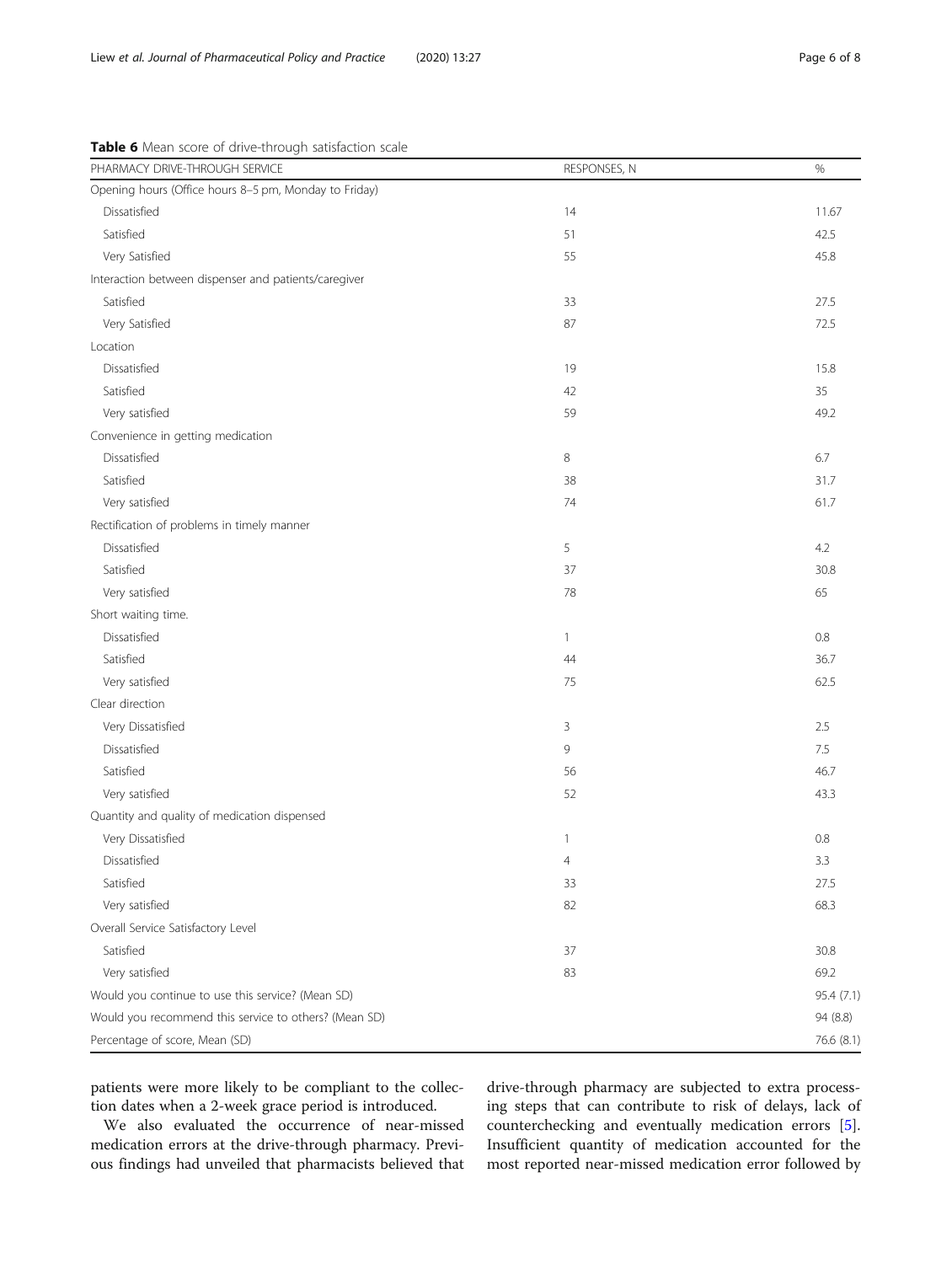**Table 6** Mean score of drive-through satisfaction scale

| PHARMACY DRIVE-THROUGH SERVICE | RESPONSES, N | % |
|---|---|---|
| Opening hours (Office hours 8–5 pm, Monday to Friday) | | |
| Dissatisfied | 14 | 11.67 |
| Satisfied | 51 | 42.5 |
| Very Satisfied | 55 | 45.8 |
| Interaction between dispenser and patients/caregiver | | |
| Satisfied | 33 | 27.5 |
| Very Satisfied | 87 | 72.5 |
| Location | | |
| Dissatisfied | 19 | 15.8 |
| Satisfied | 42 | 35 |
| Very satisfied | 59 | 49.2 |
| Convenience in getting medication | | |
| Dissatisfied | 8 | 6.7 |
| Satisfied | 38 | 31.7 |
| Very satisfied | 74 | 61.7 |
| Rectification of problems in timely manner | | |
| Dissatisfied | 5 | 4.2 |
| Satisfied | 37 | 30.8 |
| Very satisfied | 78 | 65 |
| Short waiting time. | | |
| Dissatisfied | 1 | 0.8 |
| Satisfied | 44 | 36.7 |
| Very satisfied | 75 | 62.5 |
| Clear direction | | |
| Very Dissatisfied | 3 | 2.5 |
| Dissatisfied | 9 | 7.5 |
| Satisfied | 56 | 46.7 |
| Very satisfied | 52 | 43.3 |
| Quantity and quality of medication dispensed | | |
| Very Dissatisfied | 1 | 0.8 |
| Dissatisfied | 4 | 3.3 |
| Satisfied | 33 | 27.5 |
| Very satisfied | 82 | 68.3 |
| Overall Service Satisfactory Level | | |
| Satisfied | 37 | 30.8 |
| Very satisfied | 83 | 69.2 |
| Would you continue to use this service? (Mean SD) | | 95.4 (7.1) |
| Would you recommend this service to others? (Mean SD) | | 94 (8.8) |
| Percentage of score, Mean (SD) | | 76.6 (8.1) |

patients were more likely to be compliant to the collection dates when a 2-week grace period is introduced.

We also evaluated the occurrence of near-missed medication errors at the drive-through pharmacy. Previous findings had unveiled that pharmacists believed that drive-through pharmacy are subjected to extra processing steps that can contribute to risk of delays, lack of counterchecking and eventually medication errors [5]. Insufficient quantity of medication accounted for the most reported near-missed medication error followed by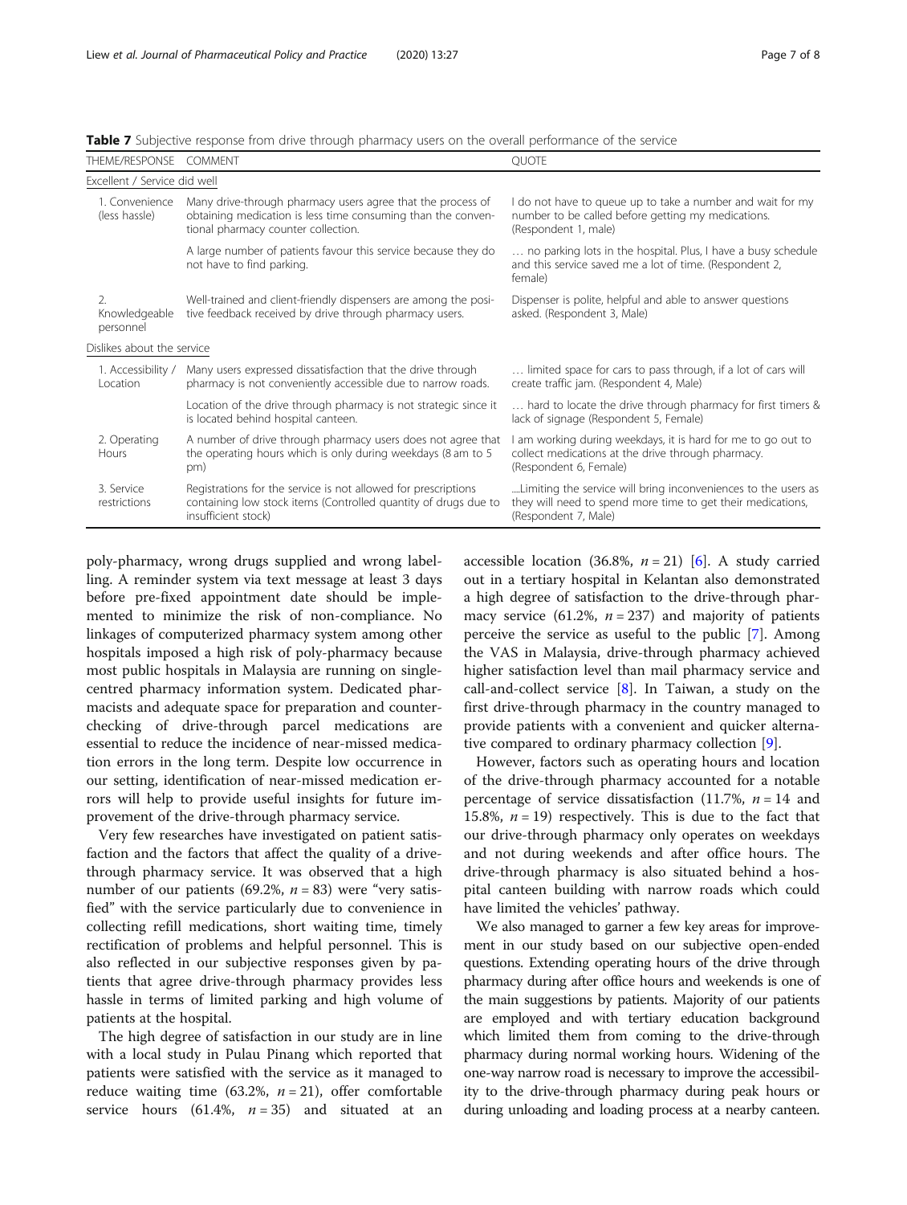**Table 7** Subjective response from drive through pharmacy users on the overall performance of the service

| THEME/RESPONSE | COMMENT | QUOTE |
| --- | --- | --- |
| Excellent / Service did well | | |
| 1. Convenience (less hassle) | Many drive-through pharmacy users agree that the process of obtaining medication is less time consuming than the conventional pharmacy counter collection. | I do not have to queue up to take a number and wait for my number to be called before getting my medications. (Respondent 1, male) |
| | A large number of patients favour this service because they do not have to find parking. | … no parking lots in the hospital. Plus, I have a busy schedule and this service saved me a lot of time. (Respondent 2, female) |
| 2. Knowledgeable personnel | Well-trained and client-friendly dispensers are among the positive feedback received by drive through pharmacy users. | Dispenser is polite, helpful and able to answer questions asked. (Respondent 3, Male) |
| Dislikes about the service | | |
| 1. Accessibility / Location | Many users expressed dissatisfaction that the drive through pharmacy is not conveniently accessible due to narrow roads. | … limited space for cars to pass through, if a lot of cars will create traffic jam. (Respondent 4, Male) |
| | Location of the drive through pharmacy is not strategic since it is located behind hospital canteen. | … hard to locate the drive through pharmacy for first timers & lack of signage (Respondent 5, Female) |
| 2. Operating Hours | A number of drive through pharmacy users does not agree that the operating hours which is only during weekdays (8 am to 5 pm) | I am working during weekdays, it is hard for me to go out to collect medications at the drive through pharmacy. (Respondent 6, Female) |
| 3. Service restrictions | Registrations for the service is not allowed for prescriptions containing low stock items (Controlled quantity of drugs due to insufficient stock) | ....Limiting the service will bring inconveniences to the users as they will need to spend more time to get their medications, (Respondent 7, Male) |

poly-pharmacy, wrong drugs supplied and wrong labelling. A reminder system via text message at least 3 days before pre-fixed appointment date should be implemented to minimize the risk of non-compliance. No linkages of computerized pharmacy system among other hospitals imposed a high risk of poly-pharmacy because most public hospitals in Malaysia are running on single-centred pharmacy information system. Dedicated pharmacists and adequate space for preparation and counter-checking of drive-through parcel medications are essential to reduce the incidence of near-missed medication errors in the long term. Despite low occurrence in our setting, identification of near-missed medication errors will help to provide useful insights for future improvement of the drive-through pharmacy service.

Very few researches have investigated on patient satisfaction and the factors that affect the quality of a drive-through pharmacy service. It was observed that a high number of our patients (69.2%, $n = 83$) were "very satisfied" with the service particularly due to convenience in collecting refill medications, short waiting time, timely rectification of problems and helpful personnel. This is also reflected in our subjective responses given by patients that agree drive-through pharmacy provides less hassle in terms of limited parking and high volume of patients at the hospital.

The high degree of satisfaction in our study are in line with a local study in Pulau Pinang which reported that patients were satisfied with the service as it managed to reduce waiting time (63.2%, $n = 21$), offer comfortable service hours (61.4%, $n = 35$) and situated at an accessible location (36.8%, $n = 21$) [6]. A study carried out in a tertiary hospital in Kelantan also demonstrated a high degree of satisfaction to the drive-through pharmacy service (61.2%, $n = 237$) and majority of patients perceive the service as useful to the public [7]. Among the VAS in Malaysia, drive-through pharmacy achieved higher satisfaction level than mail pharmacy service and call-and-collect service [8]. In Taiwan, a study on the first drive-through pharmacy in the country managed to provide patients with a convenient and quicker alternative compared to ordinary pharmacy collection [9].

However, factors such as operating hours and location of the drive-through pharmacy accounted for a notable percentage of service dissatisfaction (11.7%, $n = 14$ and 15.8%, $n = 19$) respectively. This is due to the fact that our drive-through pharmacy only operates on weekdays and not during weekends and after office hours. The drive-through pharmacy is also situated behind a hospital canteen building with narrow roads which could have limited the vehicles' pathway.

We also managed to garner a few key areas for improvement in our study based on our subjective open-ended questions. Extending operating hours of the drive through pharmacy during after office hours and weekends is one of the main suggestions by patients. Majority of our patients are employed and with tertiary education background which limited them from coming to the drive-through pharmacy during normal working hours. Widening of the one-way narrow road is necessary to improve the accessibility to the drive-through pharmacy during peak hours or during unloading and loading process at a nearby canteen.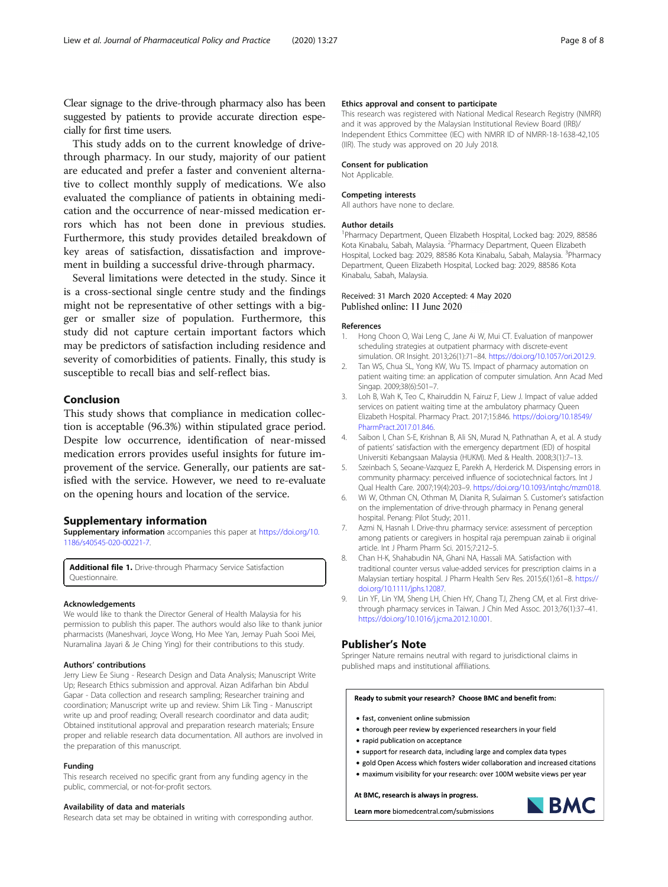Clear signage to the drive-through pharmacy also has been suggested by patients to provide accurate direction especially for first time users.

This study adds on to the current knowledge of drive-through pharmacy. In our study, majority of our patient are educated and prefer a faster and convenient alternative to collect monthly supply of medications. We also evaluated the compliance of patients in obtaining medication and the occurrence of near-missed medication errors which has not been done in previous studies. Furthermore, this study provides detailed breakdown of key areas of satisfaction, dissatisfaction and improvement in building a successful drive-through pharmacy.

Several limitations were detected in the study. Since it is a cross-sectional single centre study and the findings might not be representative of other settings with a bigger or smaller size of population. Furthermore, this study did not capture certain important factors which may be predictors of satisfaction including residence and severity of comorbidities of patients. Finally, this study is susceptible to recall bias and self-reflect bias.

## Conclusion

This study shows that compliance in medication collection is acceptable (96.3%) within stipulated grace period. Despite low occurrence, identification of near-missed medication errors provides useful insights for future improvement of the service. Generally, our patients are satisfied with the service. However, we need to re-evaluate on the opening hours and location of the service.

## Supplementary information

**Supplementary information** accompanies this paper at https://doi.org/10.1186/s40545-020-00221-7.

**Additional file 1.** Drive-through Pharmacy Service Satisfaction Questionnaire.

### Acknowledgements

We would like to thank the Director General of Health Malaysia for his permission to publish this paper. The authors would also like to thank junior pharmacists (Maneshvari, Joyce Wong, Ho Mee Yan, Jemay Puah Sooi Mei, Nuramalina Jayari & Je Ching Ying) for their contributions to this study.

### Authors' contributions

Jerry Liew Ee Siung - Research Design and Data Analysis; Manuscript Write Up; Research Ethics submission and approval. Aizan Adifarhan bin Abdul Gapar - Data collection and research sampling; Researcher training and coordination; Manuscript write up and review. Shim Lik Ting - Manuscript write up and proof reading; Overall research coordinator and data audit; Obtained institutional approval and preparation research materials; Ensure proper and reliable research data documentation. All authors are involved in the preparation of this manuscript.

### Funding

This research received no specific grant from any funding agency in the public, commercial, or not-for-profit sectors.

### Availability of data and materials

Research data set may be obtained in writing with corresponding author.

### Ethics approval and consent to participate

This research was registered with National Medical Research Registry (NMRR) and it was approved by the Malaysian Institutional Review Board (IRB)/ Independent Ethics Committee (IEC) with NMRR ID of NMRR-18-1638-42,105 (IIR). The study was approved on 20 July 2018.

### Consent for publication

Not Applicable.

### Competing interests

All authors have none to declare.

### Author details

[1]Pharmacy Department, Queen Elizabeth Hospital, Locked bag: 2029, 88586 Kota Kinabalu, Sabah, Malaysia. [2]Pharmacy Department, Queen Elizabeth Hospital, Locked bag: 2029, 88586 Kota Kinabalu, Sabah, Malaysia. [3]Pharmacy Department, Queen Elizabeth Hospital, Locked bag: 2029, 88586 Kota Kinabalu, Sabah, Malaysia.

Received: 31 March 2020 Accepted: 4 May 2020
Published online: 11 June 2020

### References

1. Hong Choon O, Wai Leng C, Jane Ai W, Mui CT. Evaluation of manpower scheduling strategies at outpatient pharmacy with discrete-event simulation. OR Insight. 2013;26(1):71–84. https://doi.org/10.1057/ori.2012.9.
2. Tan WS, Chua SL, Yong KW, Wu TS. Impact of pharmacy automation on patient waiting time: an application of computer simulation. Ann Acad Med Singap. 2009;38(6):501–7.
3. Loh B, Wah K, Teo C, Khairuddin N, Fairuz F, Liew J. Impact of value added services on patient waiting time at the ambulatory pharmacy Queen Elizabeth Hospital. Pharmacy Pract. 2017;15:846. https://doi.org/10.18549/PharmPract.2017.01.846.
4. Saibon I, Chan S-E, Krishnan B, Ali SN, Murad N, Pathnathan A, et al. A study of patients' satisfaction with the emergency department (ED) of hospital Universiti Kebangsaan Malaysia (HUKM). Med & Health. 2008;3(1):7–13.
5. Szeinbach S, Seoane-Vazquez E, Parekh A, Herderick M. Dispensing errors in community pharmacy: perceived influence of sociotechnical factors. Int J Qual Health Care. 2007;19(4):203–9. https://doi.org/10.1093/intqhc/mzm018.
6. Wi W, Othman CN, Othman M, Dianita R, Sulaiman S. Customer's satisfaction on the implementation of drive-through pharmacy in Penang general hospital. Penang: Pilot Study; 2011.
7. Azmi N, Hasnah I. Drive-thru pharmacy service: assessment of perception among patients or caregivers in hospital raja perempuan zainab ii original article. Int J Pharm Pharm Sci. 2015;7:212–5.
8. Chan H-K, Shahabudin NA, Ghani NA, Hassali MA. Satisfaction with traditional counter versus value-added services for prescription claims in a Malaysian tertiary hospital. J Pharm Health Serv Res. 2015;6(1):61–8. https://doi.org/10.1111/jphs.12087.
9. Lin YF, Lin YM, Sheng LH, Chien HY, Chang TJ, Zheng CM, et al. First drive-through pharmacy services in Taiwan. J Chin Med Assoc. 2013;76(1):37–41. https://doi.org/10.1016/j.jcma.2012.10.001.

## Publisher's Note

Springer Nature remains neutral with regard to jurisdictional claims in published maps and institutional affiliations.

**Ready to submit your research? Choose BMC and benefit from:**

- fast, convenient online submission
- thorough peer review by experienced researchers in your field
- rapid publication on acceptance
- support for research data, including large and complex data types
- gold Open Access which fosters wider collaboration and increased citations
- maximum visibility for your research: over 100M website views per year

**At BMC, research is always in progress.**

**Learn more** biomedcentral.com/submissions

BMC